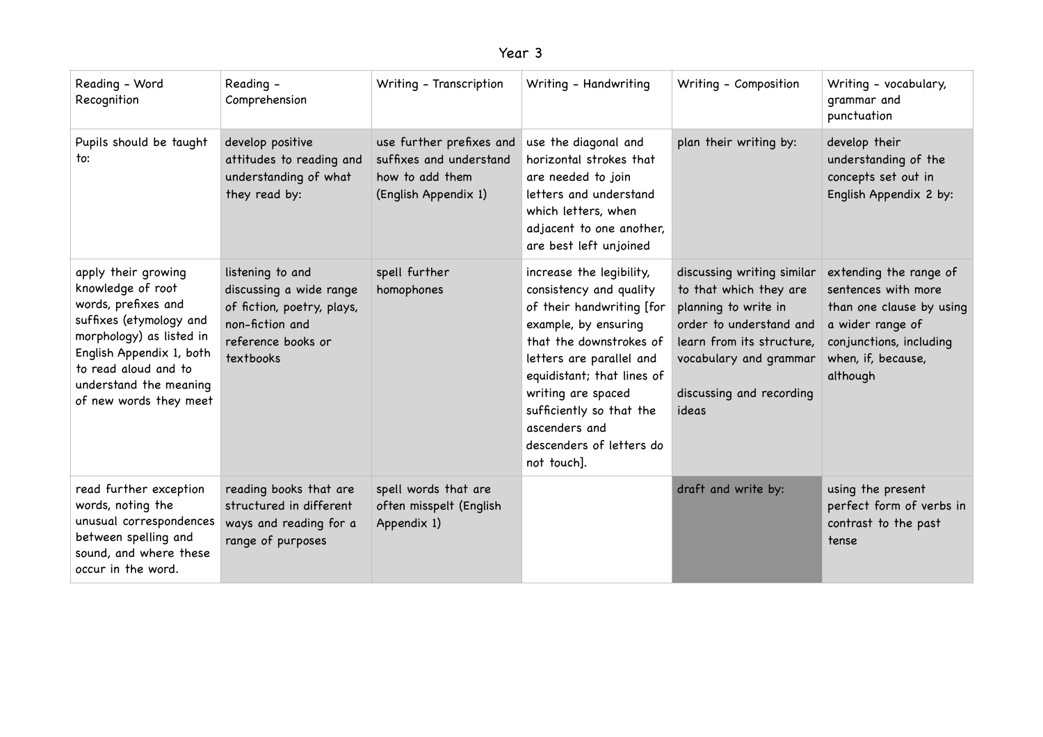# Year 3

| Reading - Word Recognition | Reading - Comprehension | Writing - Transcription | Writing - Handwriting | Writing - Composition | Writing - vocabulary, grammar and punctuation |
|---|---|---|---|---|---|
| Pupils should be taught to: | develop positive attitudes to reading and understanding of what they read by: | use further prefixes and suffixes and understand how to add them (English Appendix 1) | use the diagonal and horizontal strokes that are needed to join letters and understand which letters, when adjacent to one another, are best left unjoined | plan their writing by: | develop their understanding of the concepts set out in English Appendix 2 by: |
| apply their growing knowledge of root words, prefixes and suffixes (etymology and morphology) as listed in English Appendix 1, both to read aloud and to understand the meaning of new words they meet | listening to and discussing a wide range of fiction, poetry, plays, non-fiction and reference books or textbooks | spell further homophones | increase the legibility, consistency and quality of their handwriting [for example, by ensuring that the downstrokes of letters are parallel and equidistant; that lines of writing are spaced sufficiently so that the ascenders and descenders of letters do not touch]. | discussing writing similar to that which they are planning to write in order to understand and learn from its structure, vocabulary and grammar<br><br>discussing and recording ideas | extending the range of sentences with more than one clause by using a wider range of conjunctions, including when, if, because, although |
| read further exception words, noting the unusual correspondences between spelling and sound, and where these occur in the word. | reading books that are structured in different ways and reading for a range of purposes | spell words that are often misspelt (English Appendix 1) | | draft and write by: | using the present perfect form of verbs in contrast to the past tense |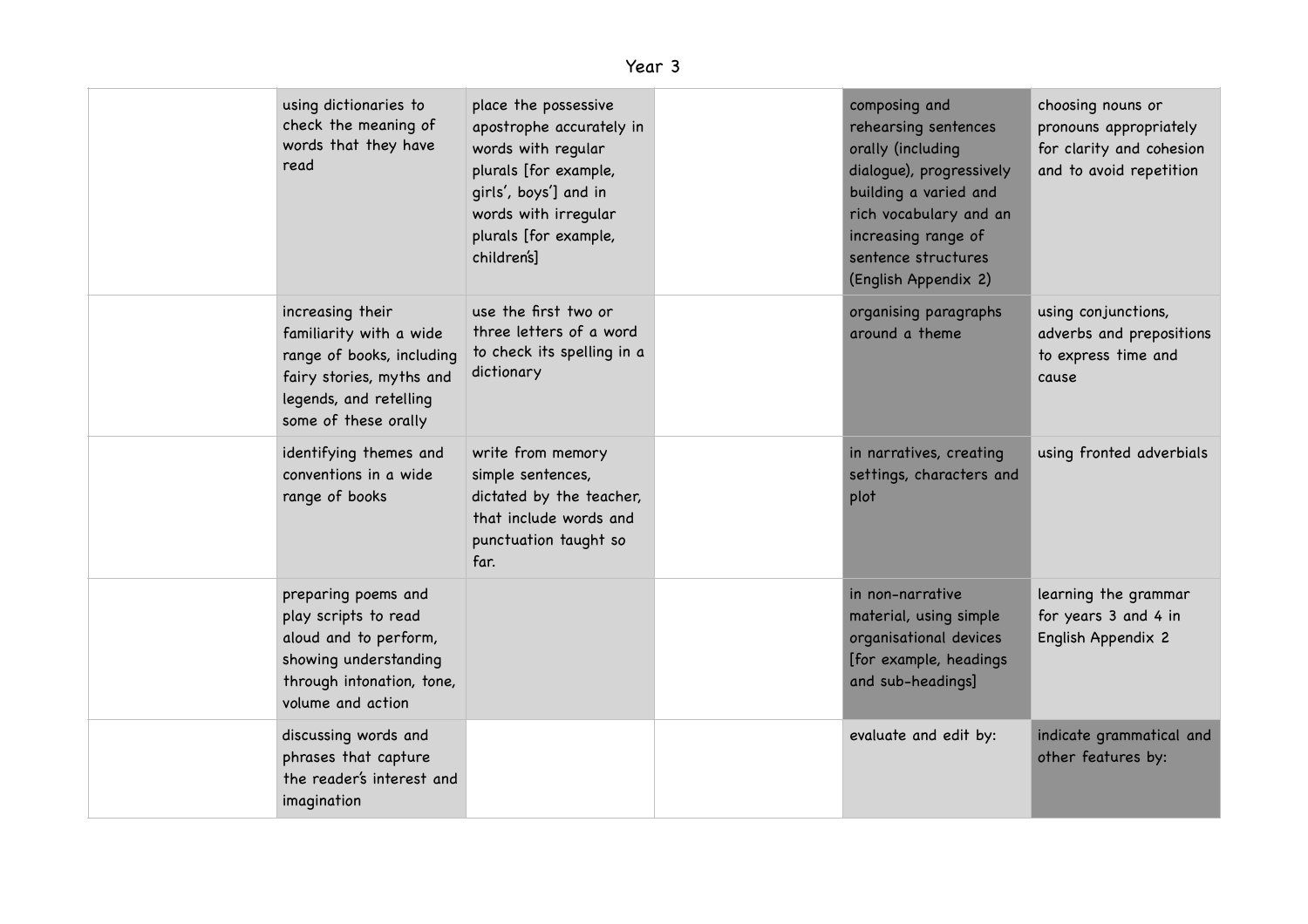Year 3

| | | | | | |
|---|---|---|---|---|---|
| | using dictionaries to check the meaning of words that they have read | place the possessive apostrophe accurately in words with regular plurals [for example, girls', boys'] and in words with irregular plurals [for example, children's] | | composing and rehearsing sentences orally (including dialogue), progressively building a varied and rich vocabulary and an increasing range of sentence structures (English Appendix 2) | choosing nouns or pronouns appropriately for clarity and cohesion and to avoid repetition |
| | increasing their familiarity with a wide range of books, including fairy stories, myths and legends, and retelling some of these orally | use the first two or three letters of a word to check its spelling in a dictionary | | organising paragraphs around a theme | using conjunctions, adverbs and prepositions to express time and cause |
| | identifying themes and conventions in a wide range of books | write from memory simple sentences, dictated by the teacher, that include words and punctuation taught so far. | | in narratives, creating settings, characters and plot | using fronted adverbials |
| | preparing poems and play scripts to read aloud and to perform, showing understanding through intonation, tone, volume and action | | | in non-narrative material, using simple organisational devices [for example, headings and sub-headings] | learning the grammar for years 3 and 4 in English Appendix 2 |
| | discussing words and phrases that capture the reader's interest and imagination | | | evaluate and edit by: | indicate grammatical and other features by: |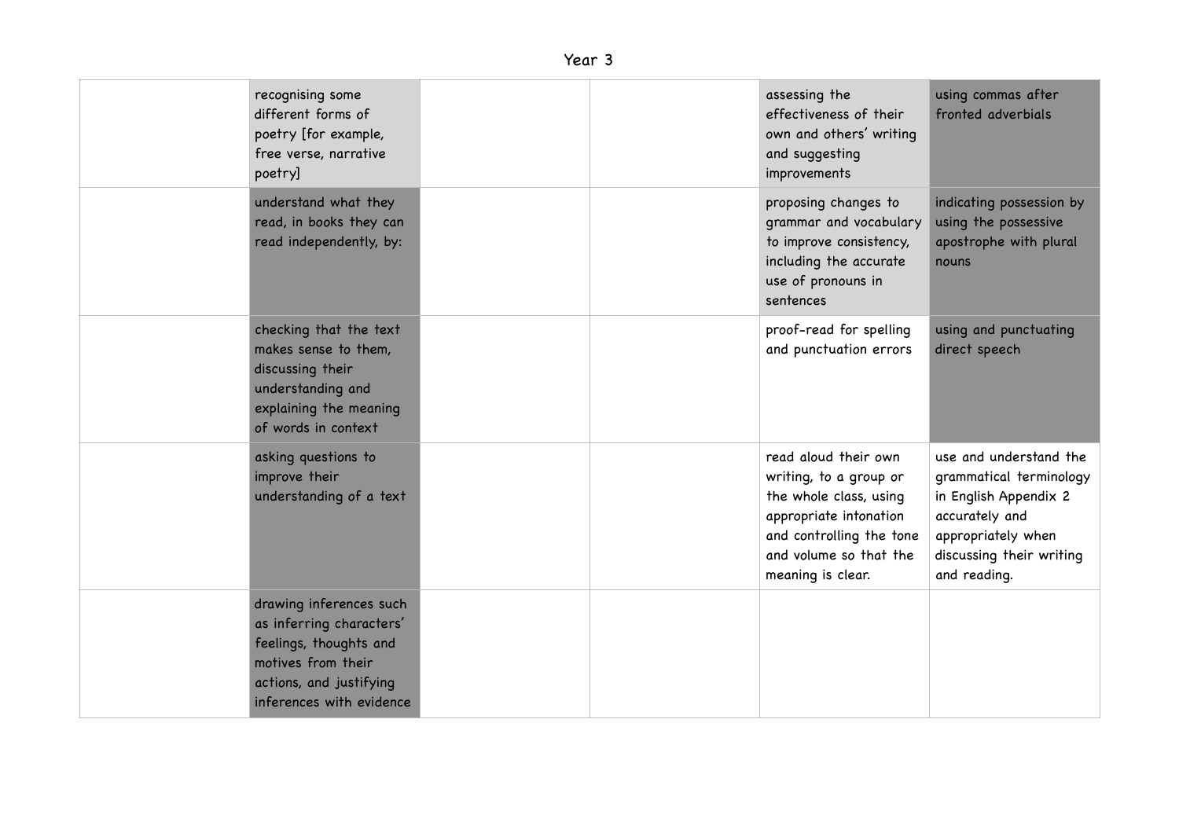# Year 3

| | | | | | |
|---|---|---|---|---|---|
| | recognising some different forms of poetry [for example, free verse, narrative poetry] | | | assessing the effectiveness of their own and others' writing and suggesting improvements | using commas after fronted adverbials |
| | understand what they read, in books they can read independently, by: | | | proposing changes to grammar and vocabulary to improve consistency, including the accurate use of pronouns in sentences | indicating possession by using the possessive apostrophe with plural nouns |
| | checking that the text makes sense to them, discussing their understanding and explaining the meaning of words in context | | | proof-read for spelling and punctuation errors | using and punctuating direct speech |
| | asking questions to improve their understanding of a text | | | read aloud their own writing, to a group or the whole class, using appropriate intonation and controlling the tone and volume so that the meaning is clear. | use and understand the grammatical terminology in English Appendix 2 accurately and appropriately when discussing their writing and reading. |
| | drawing inferences such as inferring characters' feelings, thoughts and motives from their actions, and justifying inferences with evidence | | | | |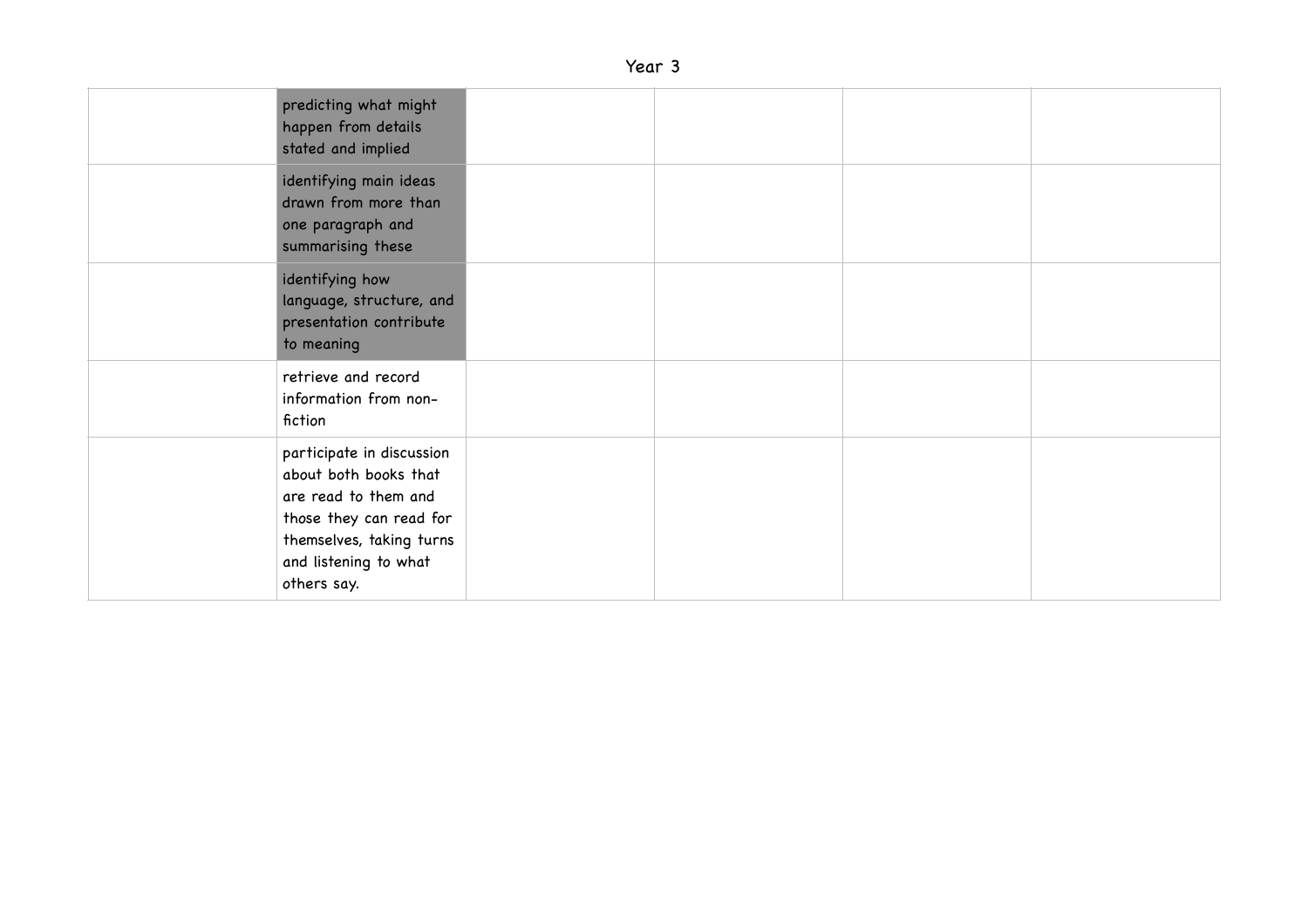Year 3

| | | | | | |
|---|---|---|---|---|---|
| | predicting what might happen from details stated and implied | | | | |
| | identifying main ideas drawn from more than one paragraph and summarising these | | | | |
| | identifying how language, structure, and presentation contribute to meaning | | | | |
| | retrieve and record information from non-fiction | | | | |
| | participate in discussion about both books that are read to them and those they can read for themselves, taking turns and listening to what others say. | | | | |